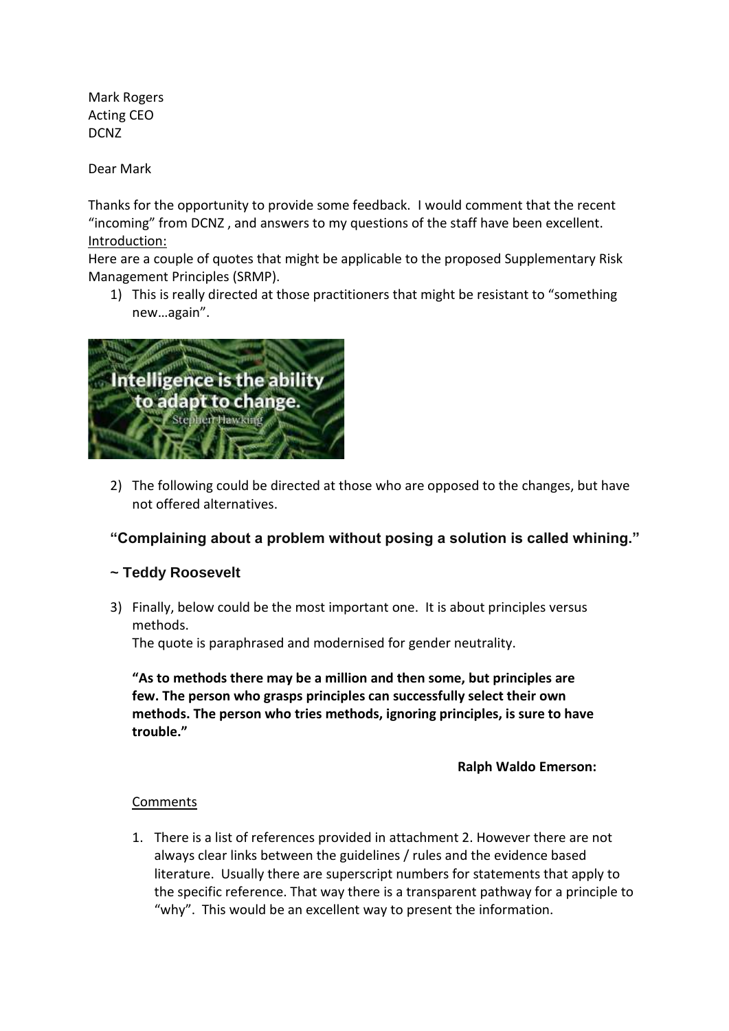Mark Rogers
Acting CEO
DCNZ

Dear Mark

Thanks for the opportunity to provide some feedback. I would comment that the recent "incoming" from DCNZ , and answers to my questions of the staff have been excellent.

Introduction:

Here are a couple of quotes that might be applicable to the proposed Supplementary Risk Management Principles (SRMP).

1) This is really directed at those practitioners that might be resistant to "something new…again".

Intelligence is the ability to adapt to change.
Stephen Hawking

2) The following could be directed at those who are opposed to the changes, but have not offered alternatives.

**"Complaining about a problem without posing a solution is called whining."**

**~ Teddy Roosevelt**

3) Finally, below could be the most important one. It is about principles versus methods.
The quote is paraphrased and modernised for gender neutrality.

**"As to methods there may be a million and then some, but principles are few. The person who grasps principles can successfully select their own methods. The person who tries methods, ignoring principles, is sure to have trouble."**

**Ralph Waldo Emerson:**

Comments

1. There is a list of references provided in attachment 2. However there are not always clear links between the guidelines / rules and the evidence based literature. Usually there are superscript numbers for statements that apply to the specific reference. That way there is a transparent pathway for a principle to "why". This would be an excellent way to present the information.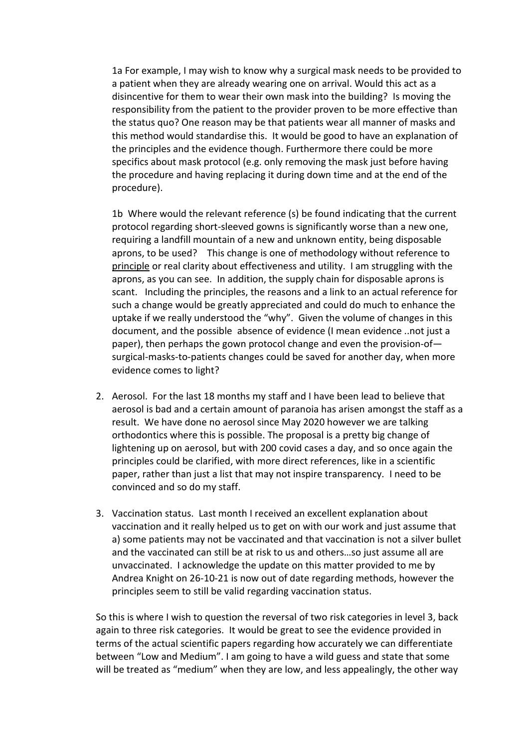1a For example, I may wish to know why a surgical mask needs to be provided to a patient when they are already wearing one on arrival. Would this act as a disincentive for them to wear their own mask into the building? Is moving the responsibility from the patient to the provider proven to be more effective than the status quo? One reason may be that patients wear all manner of masks and this method would standardise this. It would be good to have an explanation of the principles and the evidence though. Furthermore there could be more specifics about mask protocol (e.g. only removing the mask just before having the procedure and having replacing it during down time and at the end of the procedure).

1b Where would the relevant reference (s) be found indicating that the current protocol regarding short-sleeved gowns is significantly worse than a new one, requiring a landfill mountain of a new and unknown entity, being disposable aprons, to be used? This change is one of methodology without reference to <u>principle</u> or real clarity about effectiveness and utility. I am struggling with the aprons, as you can see. In addition, the supply chain for disposable aprons is scant. Including the principles, the reasons and a link to an actual reference for such a change would be greatly appreciated and could do much to enhance the uptake if we really understood the "why". Given the volume of changes in this document, and the possible absence of evidence (I mean evidence ..not just a paper), then perhaps the gown protocol change and even the provision-of—surgical-masks-to-patients changes could be saved for another day, when more evidence comes to light?

2. Aerosol. For the last 18 months my staff and I have been lead to believe that aerosol is bad and a certain amount of paranoia has arisen amongst the staff as a result. We have done no aerosol since May 2020 however we are talking orthodontics where this is possible. The proposal is a pretty big change of lightening up on aerosol, but with 200 covid cases a day, and so once again the principles could be clarified, with more direct references, like in a scientific paper, rather than just a list that may not inspire transparency. I need to be convinced and so do my staff.

3. Vaccination status. Last month I received an excellent explanation about vaccination and it really helped us to get on with our work and just assume that a) some patients may not be vaccinated and that vaccination is not a silver bullet and the vaccinated can still be at risk to us and others…so just assume all are unvaccinated. I acknowledge the update on this matter provided to me by Andrea Knight on 26-10-21 is now out of date regarding methods, however the principles seem to still be valid regarding vaccination status.

So this is where I wish to question the reversal of two risk categories in level 3, back again to three risk categories. It would be great to see the evidence provided in terms of the actual scientific papers regarding how accurately we can differentiate between "Low and Medium". I am going to have a wild guess and state that some will be treated as "medium" when they are low, and less appealingly, the other way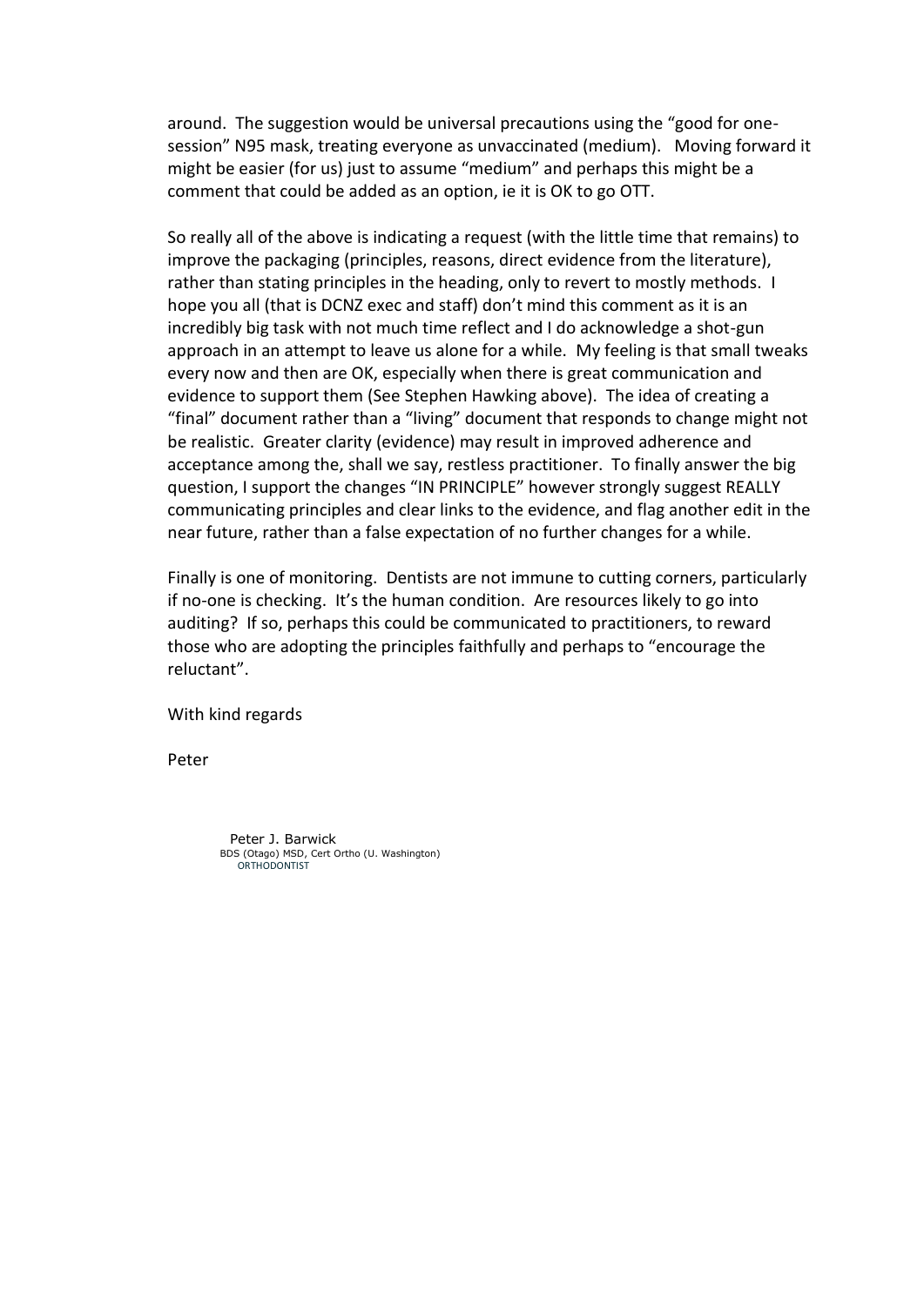around. The suggestion would be universal precautions using the "good for one-session" N95 mask, treating everyone as unvaccinated (medium). Moving forward it might be easier (for us) just to assume "medium" and perhaps this might be a comment that could be added as an option, ie it is OK to go OTT.

So really all of the above is indicating a request (with the little time that remains) to improve the packaging (principles, reasons, direct evidence from the literature), rather than stating principles in the heading, only to revert to mostly methods. I hope you all (that is DCNZ exec and staff) don't mind this comment as it is an incredibly big task with not much time reflect and I do acknowledge a shot-gun approach in an attempt to leave us alone for a while. My feeling is that small tweaks every now and then are OK, especially when there is great communication and evidence to support them (See Stephen Hawking above). The idea of creating a "final" document rather than a "living" document that responds to change might not be realistic. Greater clarity (evidence) may result in improved adherence and acceptance among the, shall we say, restless practitioner. To finally answer the big question, I support the changes "IN PRINCIPLE" however strongly suggest REALLY communicating principles and clear links to the evidence, and flag another edit in the near future, rather than a false expectation of no further changes for a while.

Finally is one of monitoring. Dentists are not immune to cutting corners, particularly if no-one is checking. It's the human condition. Are resources likely to go into auditing? If so, perhaps this could be communicated to practitioners, to reward those who are adopting the principles faithfully and perhaps to "encourage the reluctant".

With kind regards

Peter

Peter J. Barwick
BDS (Otago) MSD, Cert Ortho (U. Washington)
ORTHODONTIST